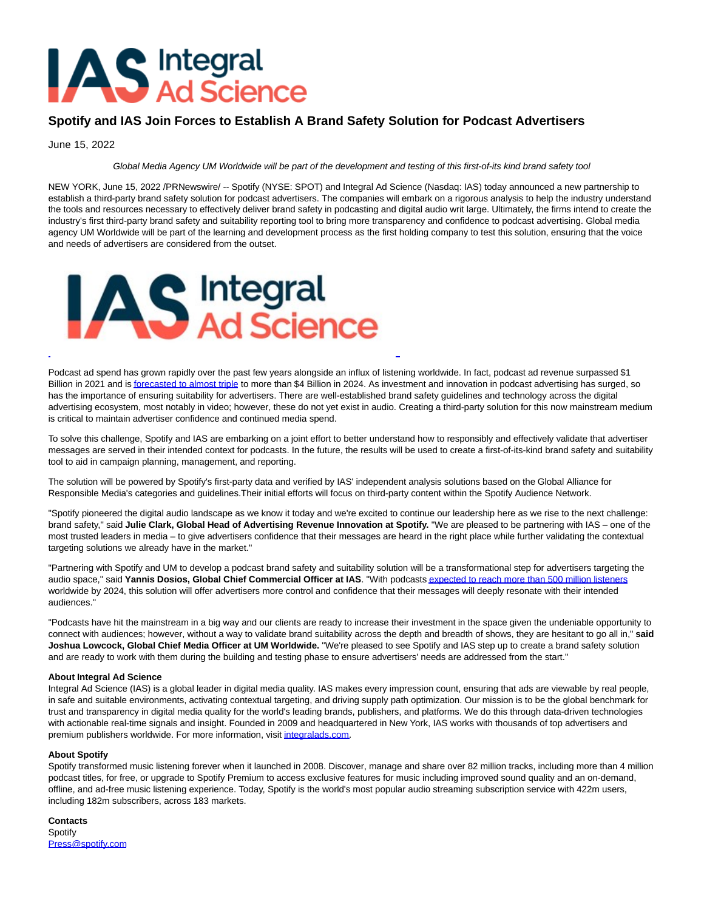# Spotify and IAS Join Forces to Establish A Brand Safety Solution for Podcast Advertisers

June 15, 2022

*Global Media Agency UM Worldwide will be part of the development and testing of this first-of-its kind brand safety tool*

NEW YORK, June 15, 2022 /PRNewswire/ -- Spotify (NYSE: SPOT) and Integral Ad Science (Nasdaq: IAS) today announced a new partnership to establish a third-party brand safety solution for podcast advertisers. The companies will embark on a rigorous analysis to help the industry understand the tools and resources necessary to effectively deliver brand safety in podcasting and digital audio writ large. Ultimately, the firms intend to create the industry's first third-party brand safety and suitability reporting tool to bring more transparency and confidence to podcast advertising. Global media agency UM Worldwide will be part of the learning and development process as the first holding company to test this solution, ensuring that the voice and needs of advertisers are considered from the outset.

Podcast ad spend has grown rapidly over the past few years alongside an influx of listening worldwide. In fact, podcast ad revenue surpassed $1 Billion in 2021 and is [forecasted to almost triple] to more than $4 Billion in 2024. As investment and innovation in podcast advertising has surged, so has the importance of ensuring suitability for advertisers. There are well-established brand safety guidelines and technology across the digital advertising ecosystem, most notably in video; however, these do not yet exist in audio. Creating a third-party solution for this now mainstream medium is critical to maintain advertiser confidence and continued media spend.

To solve this challenge, Spotify and IAS are embarking on a joint effort to better understand how to responsibly and effectively validate that advertiser messages are served in their intended context for podcasts. In the future, the results will be used to create a first-of-its-kind brand safety and suitability tool to aid in campaign planning, management, and reporting.

The solution will be powered by Spotify's first-party data and verified by IAS' independent analysis solutions based on the Global Alliance for Responsible Media's categories and guidelines.Their initial efforts will focus on third-party content within the Spotify Audience Network.

"Spotify pioneered the digital audio landscape as we know it today and we're excited to continue our leadership here as we rise to the next challenge: brand safety," said **Julie Clark, Global Head of Advertising Revenue Innovation at Spotify.** "We are pleased to be partnering with IAS – one of the most trusted leaders in media – to give advertisers confidence that their messages are heard in the right place while further validating the contextual targeting solutions we already have in the market."

"Partnering with Spotify and UM to develop a podcast brand safety and suitability solution will be a transformational step for advertisers targeting the audio space," said **Yannis Dosios, Global Chief Commercial Officer at IAS**. "With podcasts [expected to reach more than 500 million listeners] worldwide by 2024, this solution will offer advertisers more control and confidence that their messages will deeply resonate with their intended audiences."

"Podcasts have hit the mainstream in a big way and our clients are ready to increase their investment in the space given the undeniable opportunity to connect with audiences; however, without a way to validate brand suitability across the depth and breadth of shows, they are hesitant to go all in," **said Joshua Lowcock, Global Chief Media Officer at UM Worldwide.** "We're pleased to see Spotify and IAS step up to create a brand safety solution and are ready to work with them during the building and testing phase to ensure advertisers' needs are addressed from the start."

**About Integral Ad Science**
Integral Ad Science (IAS) is a global leader in digital media quality. IAS makes every impression count, ensuring that ads are viewable by real people, in safe and suitable environments, activating contextual targeting, and driving supply path optimization. Our mission is to be the global benchmark for trust and transparency in digital media quality for the world's leading brands, publishers, and platforms. We do this through data-driven technologies with actionable real-time signals and insight. Founded in 2009 and headquartered in New York, IAS works with thousands of top advertisers and premium publishers worldwide. For more information, visit integralads.com.

**About Spotify**
Spotify transformed music listening forever when it launched in 2008. Discover, manage and share over 82 million tracks, including more than 4 million podcast titles, for free, or upgrade to Spotify Premium to access exclusive features for music including improved sound quality and an on-demand, offline, and ad-free music listening experience. Today, Spotify is the world's most popular audio streaming subscription service with 422m users, including 182m subscribers, across 183 markets.

**Contacts**
Spotify
Press@spotify.com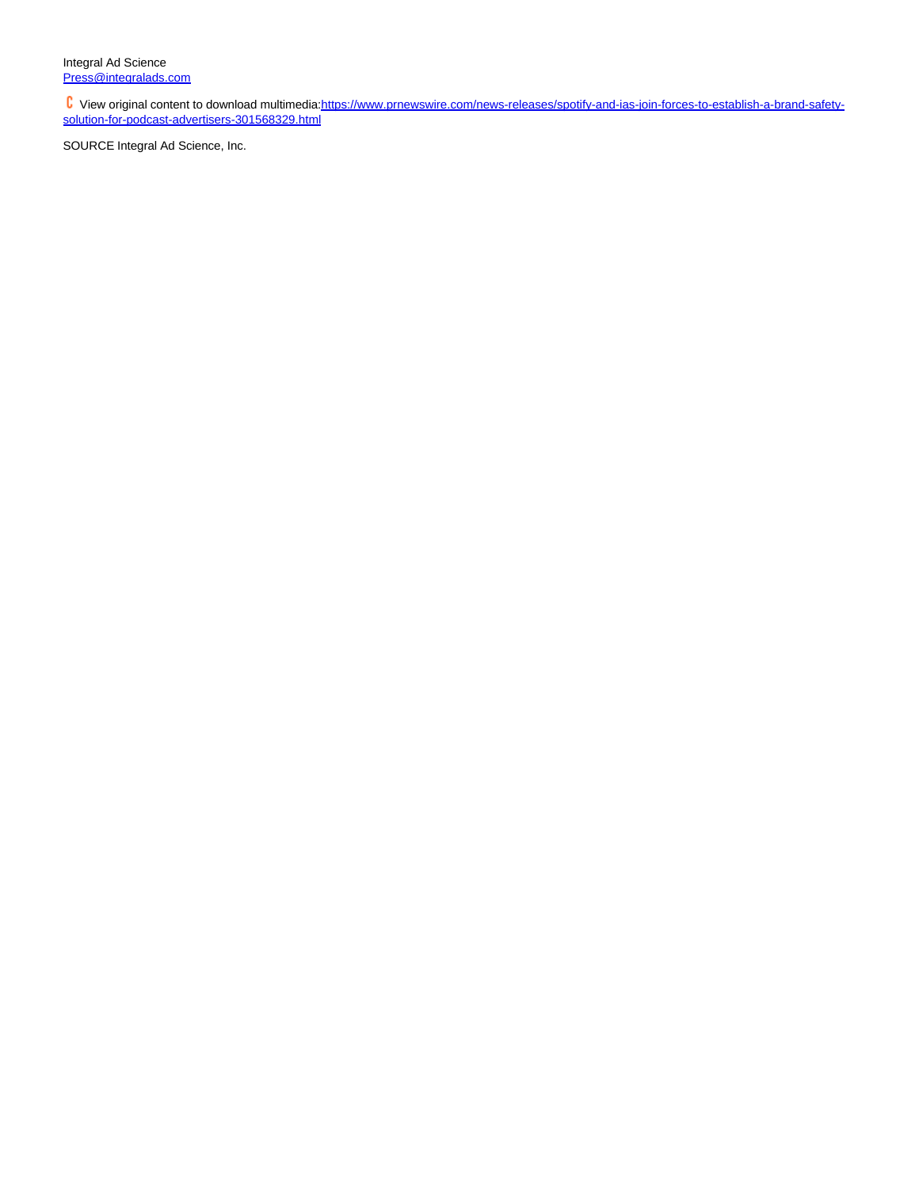Integral Ad Science
Press@integralads.com

View original content to download multimedia:https://www.prnewswire.com/news-releases/spotify-and-ias-join-forces-to-establish-a-brand-safety-solution-for-podcast-advertisers-301568329.html

SOURCE Integral Ad Science, Inc.